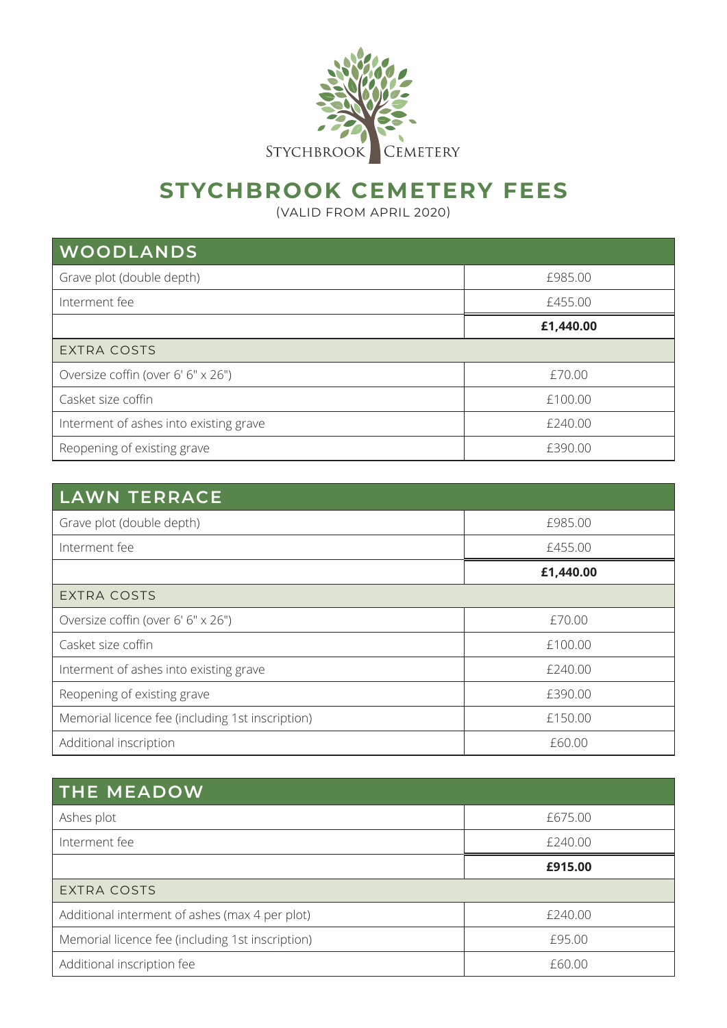Stychbrook Cemetery

# STYCHBROOK CEMETERY FEES

(VALID FROM APRIL 2020)

| WOODLANDS | |
|---|---|
| Grave plot (double depth) | £985.00 |
| Interment fee | £455.00 |
| | **£1,440.00** |
| EXTRA COSTS | |
| Oversize coffin (over 6' 6" x 26") | £70.00 |
| Casket size coffin | £100.00 |
| Interment of ashes into existing grave | £240.00 |
| Reopening of existing grave | £390.00 |

| LAWN TERRACE | |
|---|---|
| Grave plot (double depth) | £985.00 |
| Interment fee | £455.00 |
| | **£1,440.00** |
| EXTRA COSTS | |
| Oversize coffin (over 6' 6" x 26") | £70.00 |
| Casket size coffin | £100.00 |
| Interment of ashes into existing grave | £240.00 |
| Reopening of existing grave | £390.00 |
| Memorial licence fee (including 1st inscription) | £150.00 |
| Additional inscription | £60.00 |

| THE MEADOW | |
|---|---|
| Ashes plot | £675.00 |
| Interment fee | £240.00 |
| | **£915.00** |
| EXTRA COSTS | |
| Additional interment of ashes (max 4 per plot) | £240.00 |
| Memorial licence fee (including 1st inscription) | £95.00 |
| Additional inscription fee | £60.00 |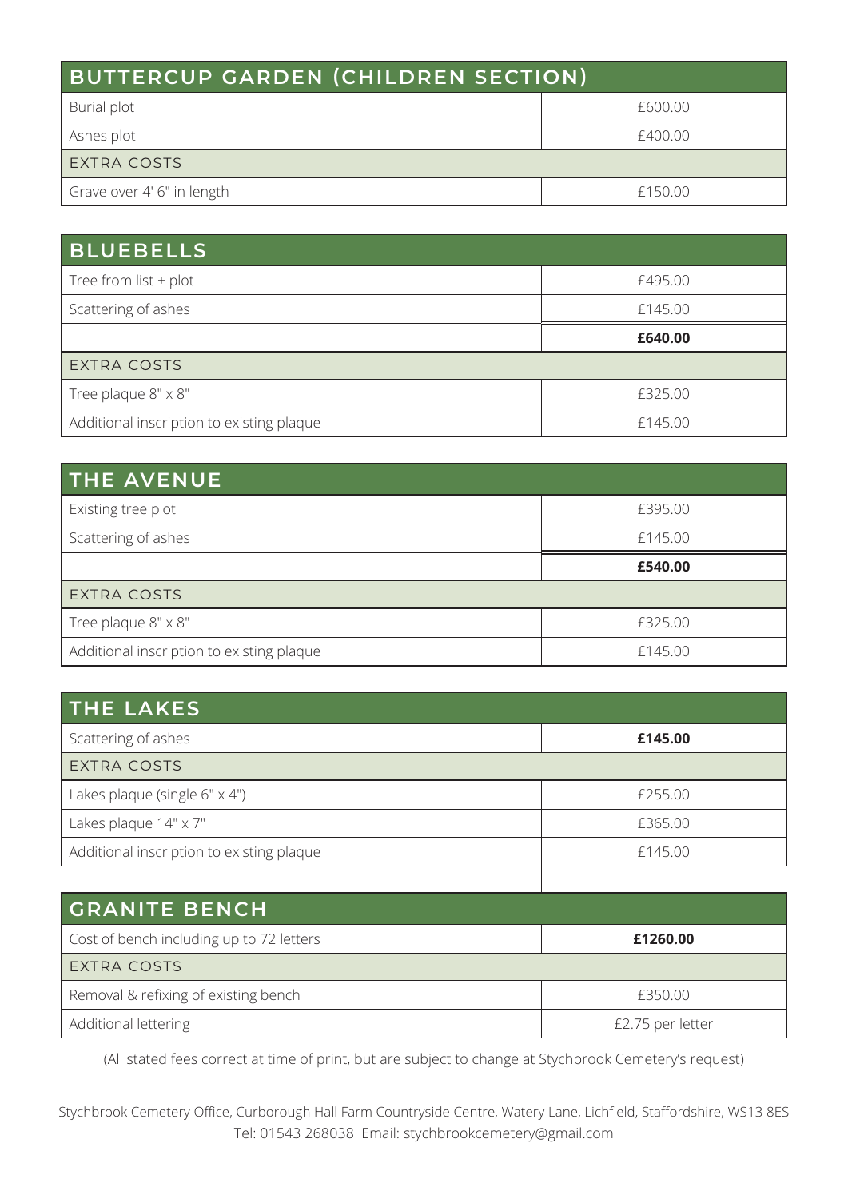| BUTTERCUP GARDEN (CHILDREN SECTION) | |
|---|---|
| Burial plot | £600.00 |
| Ashes plot | £400.00 |
| EXTRA COSTS | |
| Grave over 4' 6" in length | £150.00 |

| BLUEBELLS | |
|---|---|
| Tree from list + plot | £495.00 |
| Scattering of ashes | £145.00 |
| | **£640.00** |
| EXTRA COSTS | |
| Tree plaque 8" x 8" | £325.00 |
| Additional inscription to existing plaque | £145.00 |

| THE AVENUE | |
|---|---|
| Existing tree plot | £395.00 |
| Scattering of ashes | £145.00 |
| | **£540.00** |
| EXTRA COSTS | |
| Tree plaque 8" x 8" | £325.00 |
| Additional inscription to existing plaque | £145.00 |

| THE LAKES | |
|---|---|
| Scattering of ashes | **£145.00** |
| EXTRA COSTS | |
| Lakes plaque (single 6" x 4") | £255.00 |
| Lakes plaque 14" x 7" | £365.00 |
| Additional inscription to existing plaque | £145.00 |

| GRANITE BENCH | |
|---|---|
| Cost of bench including up to 72 letters | **£1260.00** |
| EXTRA COSTS | |
| Removal & refixing of existing bench | £350.00 |
| Additional lettering | £2.75 per letter |

(All stated fees correct at time of print, but are subject to change at Stychbrook Cemetery's request)

Stychbrook Cemetery Office, Curborough Hall Farm Countryside Centre, Watery Lane, Lichfield, Staffordshire, WS13 8ES
Tel: 01543 268038 Email: stychbrookcemetery@gmail.com